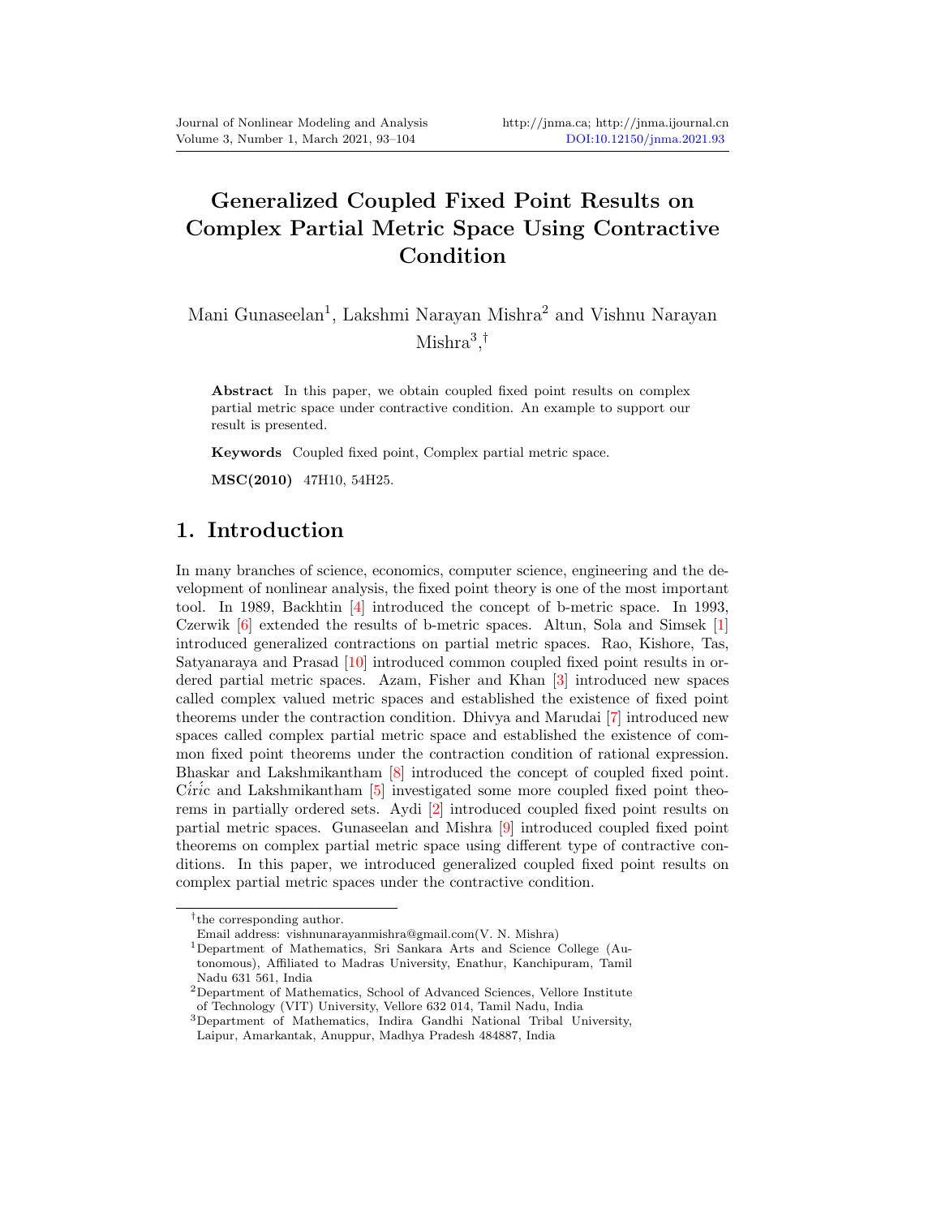# Generalized Coupled Fixed Point Results on Complex Partial Metric Space Using Contractive Condition

Mani Gunaseelan[1], Lakshmi Narayan Mishra[2] and Vishnu Narayan Mishra[3,†]

**Abstract** In this paper, we obtain coupled fixed point results on complex partial metric space under contractive condition. An example to support our result is presented.

**Keywords** Coupled fixed point, Complex partial metric space.

**MSC(2010)** 47H10, 54H25.

## 1. Introduction

In many branches of science, economics, computer science, engineering and the development of nonlinear analysis, the fixed point theory is one of the most important tool. In 1989, Backhtin [4] introduced the concept of b-metric space. In 1993, Czerwik [6] extended the results of b-metric spaces. Altun, Sola and Simsek [1] introduced generalized contractions on partial metric spaces. Rao, Kishore, Tas, Satyanaraya and Prasad [10] introduced common coupled fixed point results in ordered partial metric spaces. Azam, Fisher and Khan [3] introduced new spaces called complex valued metric spaces and established the existence of fixed point theorems under the contraction condition. Dhivya and Marudai [7] introduced new spaces called complex partial metric space and established the existence of common fixed point theorems under the contraction condition of rational expression. Bhaskar and Lakshmikantham [8] introduced the concept of coupled fixed point. Címíc and Lakshmikantham [5] investigated some more coupled fixed point theorems in partially ordered sets. Aydi [2] introduced coupled fixed point results on partial metric spaces. Gunaseelan and Mishra [9] introduced coupled fixed point theorems on complex partial metric space using different type of contractive conditions. In this paper, we introduced generalized coupled fixed point results on complex partial metric spaces under the contractive condition.

---

†the corresponding author.
Email address: vishnunarayanmishra@gmail.com(V. N. Mishra)

[1]Department of Mathematics, Sri Sankara Arts and Science College (Autonomous), Affiliated to Madras University, Enathur, Kanchipuram, Tamil Nadu 631 561, India

[2]Department of Mathematics, School of Advanced Sciences, Vellore Institute of Technology (VIT) University, Vellore 632 014, Tamil Nadu, India

[3]Department of Mathematics, Indira Gandhi National Tribal University, Laipur, Amarkantak, Anuppur, Madhya Pradesh 484887, India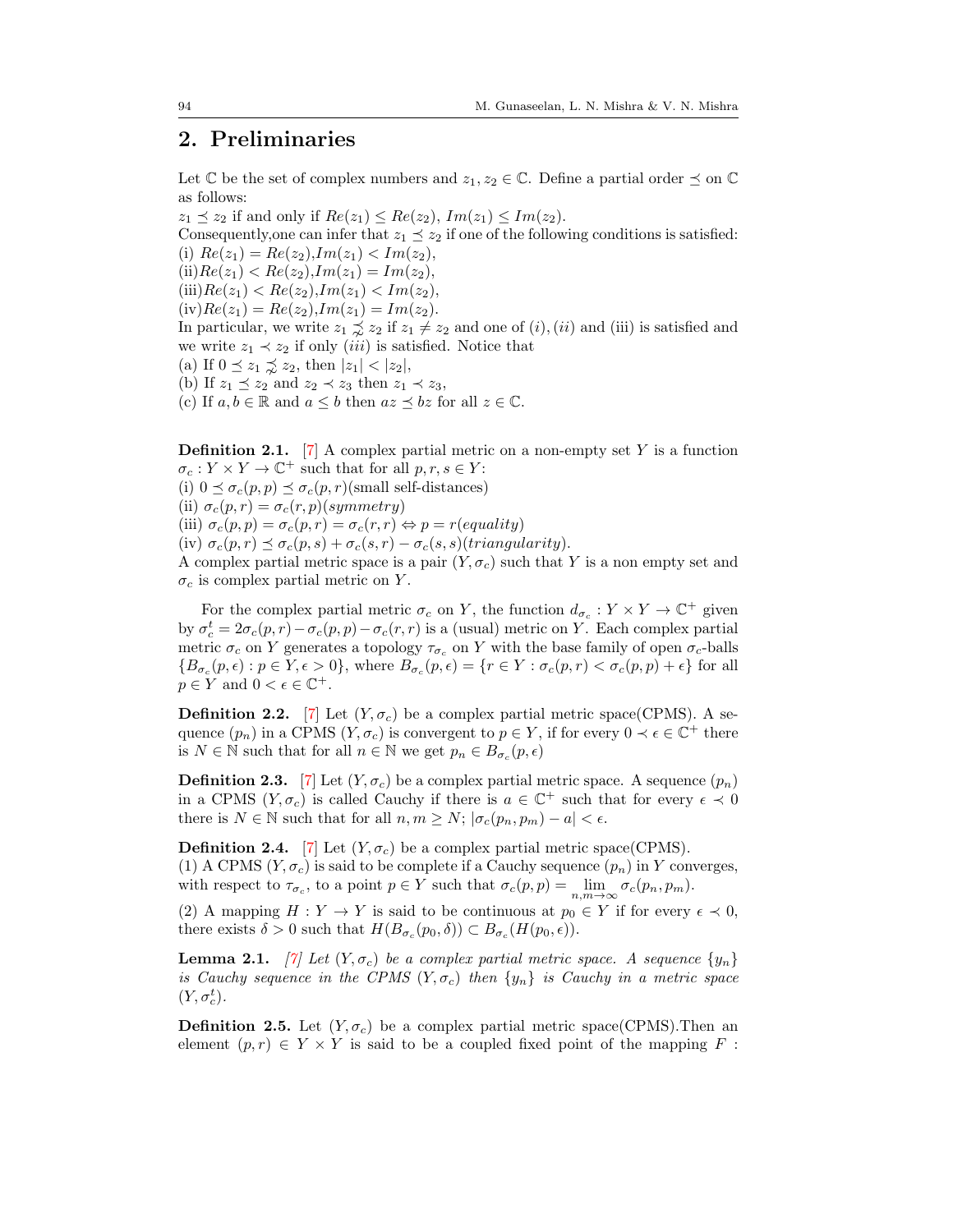## 2. Preliminaries

Let $\mathbb{C}$ be the set of complex numbers and $z_1, z_2 \in \mathbb{C}$. Define a partial order $\preceq$ on $\mathbb{C}$ as follows:

$z_1 \preceq z_2$ if and only if $Re(z_1) \leq Re(z_2)$, $Im(z_1) \leq Im(z_2)$.

Consequently,one can infer that $z_1 \preceq z_2$ if one of the following conditions is satisfied:

(i) $Re(z_1) = Re(z_2)$,$Im(z_1) < Im(z_2)$,

(ii)$Re(z_1) < Re(z_2)$,$Im(z_1) = Im(z_2)$,

(iii)$Re(z_1) < Re(z_2)$,$Im(z_1) < Im(z_2)$,

(iv)$Re(z_1) = Re(z_2)$,$Im(z_1) = Im(z_2)$.

In particular, we write $z_1 \precsim z_2$ if $z_1 \neq z_2$ and one of $(i), (ii)$ and (iii) is satisfied and we write $z_1 \prec z_2$ if only $(iii)$ is satisfied. Notice that

(a) If $0 \preceq z_1 \precsim z_2$, then $|z_1| < |z_2|$,

(b) If $z_1 \preceq z_2$ and $z_2 \prec z_3$ then $z_1 \prec z_3$,

(c) If $a, b \in \mathbb{R}$ and $a \leq b$ then $az \preceq bz$ for all $z \in \mathbb{C}$.

**Definition 2.1.** [7] A complex partial metric on a non-empty set $Y$ is a function $\sigma_c : Y \times Y \to \mathbb{C}^+$ such that for all $p, r, s \in Y$:

(i) $0 \preceq \sigma_c(p,p) \preceq \sigma_c(p,r)$(small self-distances)

(ii) $\sigma_c(p,r) = \sigma_c(r,p)(symmetry)$

(iii) $\sigma_c(p,p) = \sigma_c(p,r) = \sigma_c(r,r) \Leftrightarrow p = r(equality)$

(iv) $\sigma_c(p,r) \preceq \sigma_c(p,s) + \sigma_c(s,r) - \sigma_c(s,s)(triangularity)$.

A complex partial metric space is a pair $(Y, \sigma_c)$ such that $Y$ is a non empty set and $\sigma_c$ is complex partial metric on $Y$.

For the complex partial metric $\sigma_c$ on $Y$, the function $d_{\sigma_c} : Y \times Y \to \mathbb{C}^+$ given by $\sigma_c^t = 2\sigma_c(p,r) - \sigma_c(p,p) - \sigma_c(r,r)$ is a (usual) metric on $Y$. Each complex partial metric $\sigma_c$ on $Y$ generates a topology $\tau_{\sigma_c}$ on $Y$ with the base family of open $\sigma_c$-balls $\{B_{\sigma_c}(p,\epsilon) : p \in Y, \epsilon > 0\}$, where $B_{\sigma_c}(p,\epsilon) = \{r \in Y : \sigma_c(p,r) < \sigma_c(p,p) + \epsilon\}$ for all $p \in Y$ and $0 < \epsilon \in \mathbb{C}^+$.

**Definition 2.2.** [7] Let $(Y, \sigma_c)$ be a complex partial metric space(CPMS). A sequence $(p_n)$ in a CPMS $(Y, \sigma_c)$ is convergent to $p \in Y$, if for every $0 \prec \epsilon \in \mathbb{C}^+$ there is $N \in \mathbb{N}$ such that for all $n \in \mathbb{N}$ we get $p_n \in B_{\sigma_c}(p, \epsilon)$

**Definition 2.3.** [7] Let $(Y, \sigma_c)$ be a complex partial metric space. A sequence $(p_n)$ in a CPMS $(Y, \sigma_c)$ is called Cauchy if there is $a \in \mathbb{C}^+$ such that for every $\epsilon \prec 0$ there is $N \in \mathbb{N}$ such that for all $n, m \geq N$; $|\sigma_c(p_n, p_m) - a| < \epsilon$.

**Definition 2.4.** [7] Let $(Y, \sigma_c)$ be a complex partial metric space(CPMS).

(1) A CPMS $(Y, \sigma_c)$ is said to be complete if a Cauchy sequence $(p_n)$ in $Y$ converges, with respect to $\tau_{\sigma_c}$, to a point $p \in Y$ such that $\sigma_c(p,p) = \lim_{n,m \to \infty} \sigma_c(p_n, p_m)$.

(2) A mapping $H : Y \to Y$ is said to be continuous at $p_0 \in Y$ if for every $\epsilon \prec 0$, there exists $\delta > 0$ such that $H(B_{\sigma_c}(p_0, \delta)) \subset B_{\sigma_c}(H(p_0, \epsilon))$.

**Lemma 2.1.** *[7] Let $(Y, \sigma_c)$ be a complex partial metric space. A sequence $\{y_n\}$ is Cauchy sequence in the CPMS $(Y, \sigma_c)$ then $\{y_n\}$ is Cauchy in a metric space $(Y, \sigma_c^t)$.*

**Definition 2.5.** Let $(Y, \sigma_c)$ be a complex partial metric space(CPMS).Then an element $(p, r) \in Y \times Y$ is said to be a coupled fixed point of the mapping $F$ :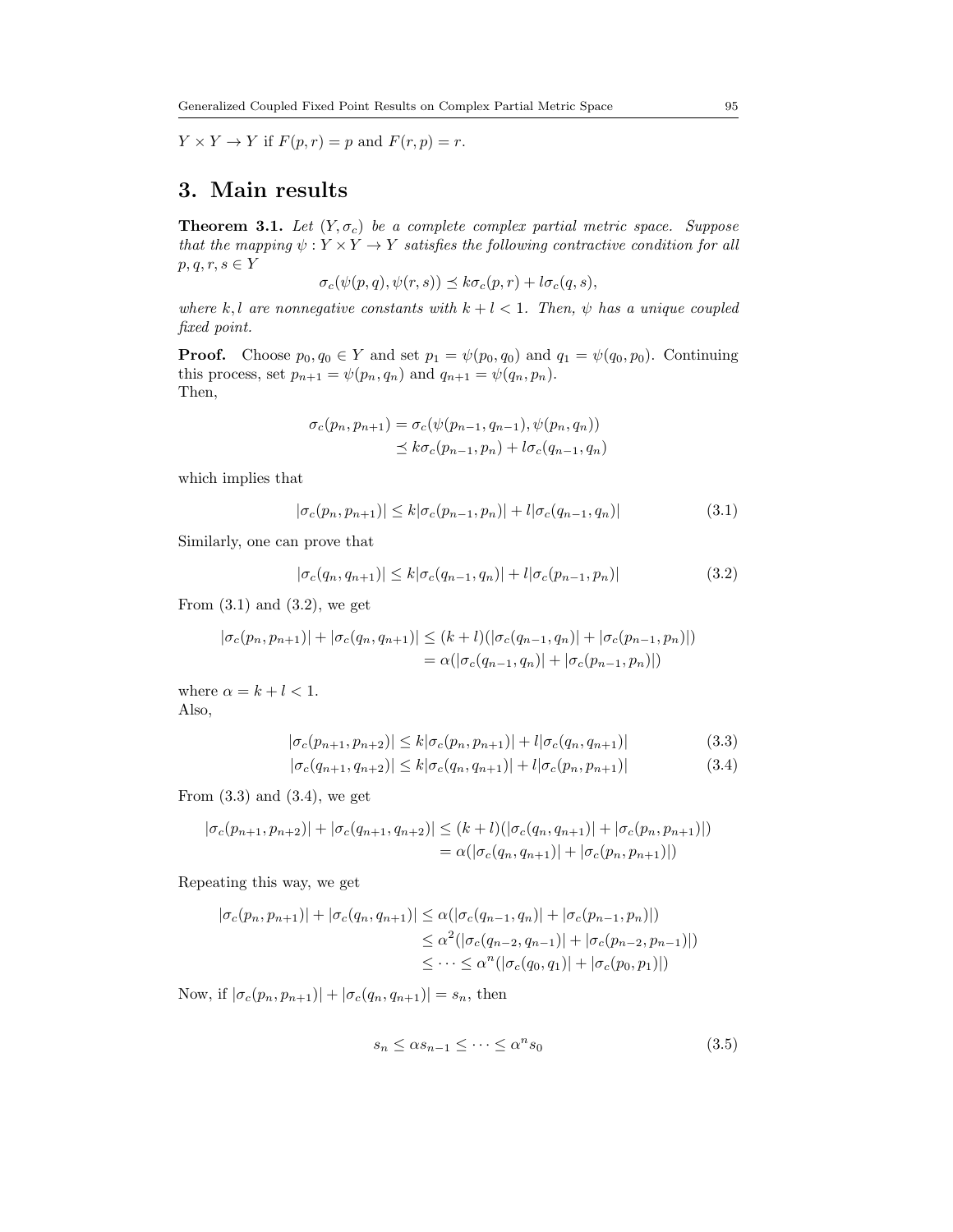$Y \times Y \to Y$ if $F(p, r) = p$ and $F(r, p) = r$.

## 3. Main results

**Theorem 3.1.** *Let $(Y, \sigma_c)$ be a complete complex partial metric space. Suppose that the mapping $\psi : Y \times Y \to Y$ satisfies the following contractive condition for all $p, q, r, s \in Y$*

$$\sigma_c(\psi(p, q), \psi(r, s)) \preceq k\sigma_c(p, r) + l\sigma_c(q, s),$$

*where $k, l$ are nonnegative constants with $k + l < 1$. Then, $\psi$ has a unique coupled fixed point.*

**Proof.** Choose $p_0, q_0 \in Y$ and set $p_1 = \psi(p_0, q_0)$ and $q_1 = \psi(q_0, p_0)$. Continuing this process, set $p_{n+1} = \psi(p_n, q_n)$ and $q_{n+1} = \psi(q_n, p_n)$.
Then,

$$\begin{aligned}\sigma_c(p_n, p_{n+1}) &= \sigma_c(\psi(p_{n-1}, q_{n-1}), \psi(p_n, q_n)) \\ &\preceq k\sigma_c(p_{n-1}, p_n) + l\sigma_c(q_{n-1}, q_n)\end{aligned}$$

which implies that

$$|\sigma_c(p_n, p_{n+1})| \le k|\sigma_c(p_{n-1}, p_n)| + l|\sigma_c(q_{n-1}, q_n)| \tag{3.1}$$

Similarly, one can prove that

$$|\sigma_c(q_n, q_{n+1})| \le k|\sigma_c(q_{n-1}, q_n)| + l|\sigma_c(p_{n-1}, p_n)| \tag{3.2}$$

From (3.1) and (3.2), we get

$$\begin{aligned}|\sigma_c(p_n, p_{n+1})| + |\sigma_c(q_n, q_{n+1})| &\le (k + l)(|\sigma_c(q_{n-1}, q_n)| + |\sigma_c(p_{n-1}, p_n)|) \\ &= \alpha(|\sigma_c(q_{n-1}, q_n)| + |\sigma_c(p_{n-1}, p_n)|)\end{aligned}$$

where $\alpha = k + l < 1$.
Also,

$$|\sigma_c(p_{n+1}, p_{n+2})| \le k|\sigma_c(p_n, p_{n+1})| + l|\sigma_c(q_n, q_{n+1})| \tag{3.3}$$

$$|\sigma_c(q_{n+1}, q_{n+2})| \le k|\sigma_c(q_n, q_{n+1})| + l|\sigma_c(p_n, p_{n+1})| \tag{3.4}$$

From (3.3) and (3.4), we get

$$\begin{aligned}|\sigma_c(p_{n+1}, p_{n+2})| + |\sigma_c(q_{n+1}, q_{n+2})| &\le (k + l)(|\sigma_c(q_n, q_{n+1})| + |\sigma_c(p_n, p_{n+1})|) \\ &= \alpha(|\sigma_c(q_n, q_{n+1})| + |\sigma_c(p_n, p_{n+1})|)\end{aligned}$$

Repeating this way, we get

$$\begin{aligned}|\sigma_c(p_n, p_{n+1})| + |\sigma_c(q_n, q_{n+1})| &\le \alpha(|\sigma_c(q_{n-1}, q_n)| + |\sigma_c(p_{n-1}, p_n)|) \\ &\le \alpha^2(|\sigma_c(q_{n-2}, q_{n-1})| + |\sigma_c(p_{n-2}, p_{n-1})|) \\ &\le \cdots \le \alpha^n(|\sigma_c(q_0, q_1)| + |\sigma_c(p_0, p_1)|)\end{aligned}$$

Now, if $|\sigma_c(p_n, p_{n+1})| + |\sigma_c(q_n, q_{n+1})| = s_n$, then

$$s_n \le \alpha s_{n-1} \le \cdots \le \alpha^n s_0 \tag{3.5}$$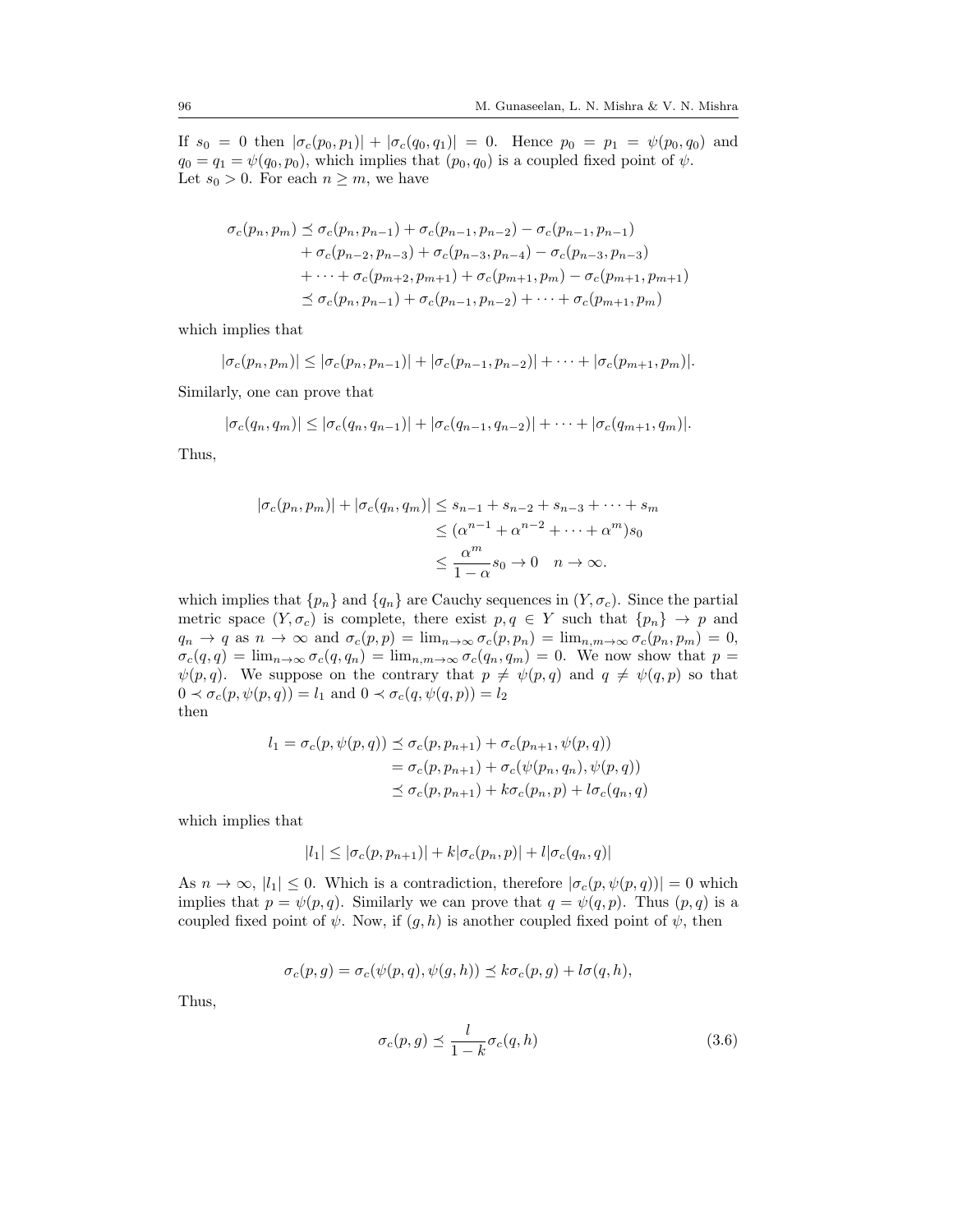If $s_0 = 0$ then $|\sigma_c(p_0, p_1)| + |\sigma_c(q_0, q_1)| = 0$. Hence $p_0 = p_1 = \psi(p_0, q_0)$ and $q_0 = q_1 = \psi(q_0, p_0)$, which implies that $(p_0, q_0)$ is a coupled fixed point of $\psi$.
Let $s_0 > 0$. For each $n \geq m$, we have

$$
\begin{aligned}
\sigma_c(p_n, p_m) &\preceq \sigma_c(p_n, p_{n-1}) + \sigma_c(p_{n-1}, p_{n-2}) - \sigma_c(p_{n-1}, p_{n-1}) \\
&\quad + \sigma_c(p_{n-2}, p_{n-3}) + \sigma_c(p_{n-3}, p_{n-4}) - \sigma_c(p_{n-3}, p_{n-3}) \\
&\quad + \cdots + \sigma_c(p_{m+2}, p_{m+1}) + \sigma_c(p_{m+1}, p_m) - \sigma_c(p_{m+1}, p_{m+1}) \\
&\preceq \sigma_c(p_n, p_{n-1}) + \sigma_c(p_{n-1}, p_{n-2}) + \cdots + \sigma_c(p_{m+1}, p_m)
\end{aligned}
$$

which implies that

$$
|\sigma_c(p_n, p_m)| \leq |\sigma_c(p_n, p_{n-1})| + |\sigma_c(p_{n-1}, p_{n-2})| + \cdots + |\sigma_c(p_{m+1}, p_m)|.
$$

Similarly, one can prove that

$$
|\sigma_c(q_n, q_m)| \leq |\sigma_c(q_n, q_{n-1})| + |\sigma_c(q_{n-1}, q_{n-2})| + \cdots + |\sigma_c(q_{m+1}, q_m)|.
$$

Thus,

$$
\begin{aligned}
|\sigma_c(p_n, p_m)| + |\sigma_c(q_n, q_m)| &\leq s_{n-1} + s_{n-2} + s_{n-3} + \cdots + s_m \\
&\leq (\alpha^{n-1} + \alpha^{n-2} + \cdots + \alpha^m) s_0 \\
&\leq \frac{\alpha^m}{1-\alpha} s_0 \to 0 \quad n \to \infty.
\end{aligned}
$$

which implies that $\{p_n\}$ and $\{q_n\}$ are Cauchy sequences in $(Y, \sigma_c)$. Since the partial metric space $(Y, \sigma_c)$ is complete, there exist $p, q \in Y$ such that $\{p_n\} \to p$ and $q_n \to q$ as $n \to \infty$ and $\sigma_c(p, p) = \lim_{n\to\infty} \sigma_c(p, p_n) = \lim_{n,m\to\infty} \sigma_c(p_n, p_m) = 0$, $\sigma_c(q, q) = \lim_{n\to\infty} \sigma_c(q, q_n) = \lim_{n,m\to\infty} \sigma_c(q_n, q_m) = 0$. We now show that $p = \psi(p, q)$. We suppose on the contrary that $p \neq \psi(p, q)$ and $q \neq \psi(q, p)$ so that $0 \prec \sigma_c(p, \psi(p, q)) = l_1$ and $0 \prec \sigma_c(q, \psi(q, p)) = l_2$
then

$$
\begin{aligned}
l_1 = \sigma_c(p, \psi(p, q)) &\preceq \sigma_c(p, p_{n+1}) + \sigma_c(p_{n+1}, \psi(p, q)) \\
&= \sigma_c(p, p_{n+1}) + \sigma_c(\psi(p_n, q_n), \psi(p, q)) \\
&\preceq \sigma_c(p, p_{n+1}) + k\sigma_c(p_n, p) + l\sigma_c(q_n, q)
\end{aligned}
$$

which implies that

$$
|l_1| \leq |\sigma_c(p, p_{n+1})| + k|\sigma_c(p_n, p)| + l|\sigma_c(q_n, q)|
$$

As $n \to \infty$, $|l_1| \leq 0$. Which is a contradiction, therefore $|\sigma_c(p, \psi(p, q))| = 0$ which implies that $p = \psi(p, q)$. Similarly we can prove that $q = \psi(q, p)$. Thus $(p, q)$ is a coupled fixed point of $\psi$. Now, if $(g, h)$ is another coupled fixed point of $\psi$, then

$$
\sigma_c(p, g) = \sigma_c(\psi(p, q), \psi(g, h)) \preceq k\sigma_c(p, g) + l\sigma(q, h),
$$

Thus,

$$
\sigma_c(p, g) \preceq \frac{l}{1-k} \sigma_c(q, h) \tag{3.6}
$$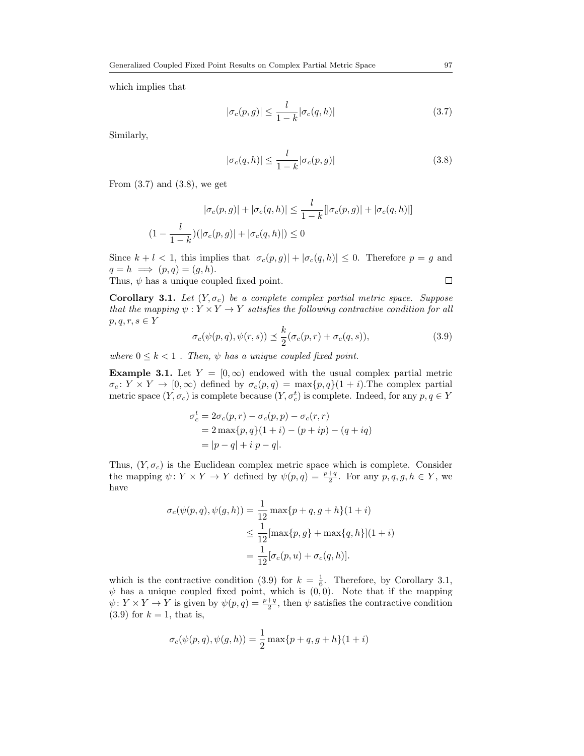which implies that

$$|\sigma_c(p,g)| \leq \frac{l}{1-k}|\sigma_c(q,h)| \tag{3.7}$$

Similarly,

$$|\sigma_c(q,h)| \leq \frac{l}{1-k}|\sigma_c(p,g)| \tag{3.8}$$

From (3.7) and (3.8), we get

$$|\sigma_c(p,g)| + |\sigma_c(q,h)| \leq \frac{l}{1-k}[|\sigma_c(p,g)| + |\sigma_c(q,h)|]$$

$$(1 - \frac{l}{1-k})(|\sigma_c(p,g)| + |\sigma_c(q,h)|) \leq 0$$

Since $k + l < 1$, this implies that $|\sigma_c(p,g)| + |\sigma_c(q,h)| \leq 0$. Therefore $p = g$ and $q = h \implies (p,q) = (g,h)$.
Thus, $\psi$ has a unique coupled fixed point. $\square$

**Corollary 3.1.** *Let $(Y, \sigma_c)$ be a complete complex partial metric space. Suppose that the mapping $\psi : Y \times Y \to Y$ satisfies the following contractive condition for all $p, q, r, s \in Y$*

$$\sigma_c(\psi(p,q), \psi(r,s)) \preceq \frac{k}{2}(\sigma_c(p,r) + \sigma_c(q,s)), \tag{3.9}$$

*where $0 \leq k < 1$ . Then, $\psi$ has a unique coupled fixed point.*

**Example 3.1.** Let $Y = [0, \infty)$ endowed with the usual complex partial metric $\sigma_c : Y \times Y \to [0, \infty)$ defined by $\sigma_c(p,q) = \max\{p,q\}(1+i)$.The complex partial metric space $(Y, \sigma_c)$ is complete because $(Y, \sigma_c^t)$ is complete. Indeed, for any $p, q \in Y$

$$\begin{aligned}
\sigma_c^t &= 2\sigma_c(p,r) - \sigma_c(p,p) - \sigma_c(r,r) \\
&= 2\max\{p,q\}(1+i) - (p+ip) - (q+iq) \\
&= |p-q| + i|p-q|.
\end{aligned}$$

Thus, $(Y, \sigma_c)$ is the Euclidean complex metric space which is complete. Consider the mapping $\psi : Y \times Y \to Y$ defined by $\psi(p,q) = \frac{p+q}{2}$. For any $p, q, g, h \in Y$, we have

$$\begin{aligned}
\sigma_c(\psi(p,q), \psi(g,h)) &= \frac{1}{12}\max\{p+q, g+h\}(1+i) \\
&\leq \frac{1}{12}[\max\{p,g\} + \max\{q,h\}](1+i) \\
&= \frac{1}{12}[\sigma_c(p,u) + \sigma_c(q,h)].
\end{aligned}$$

which is the contractive condition (3.9) for $k = \frac{1}{6}$. Therefore, by Corollary 3.1, $\psi$ has a unique coupled fixed point, which is $(0,0)$. Note that if the mapping $\psi : Y \times Y \to Y$ is given by $\psi(p,q) = \frac{p+q}{2}$, then $\psi$ satisfies the contractive condition (3.9) for $k = 1$, that is,

$$\sigma_c(\psi(p,q), \psi(g,h)) = \frac{1}{2}\max\{p+q, g+h\}(1+i)$$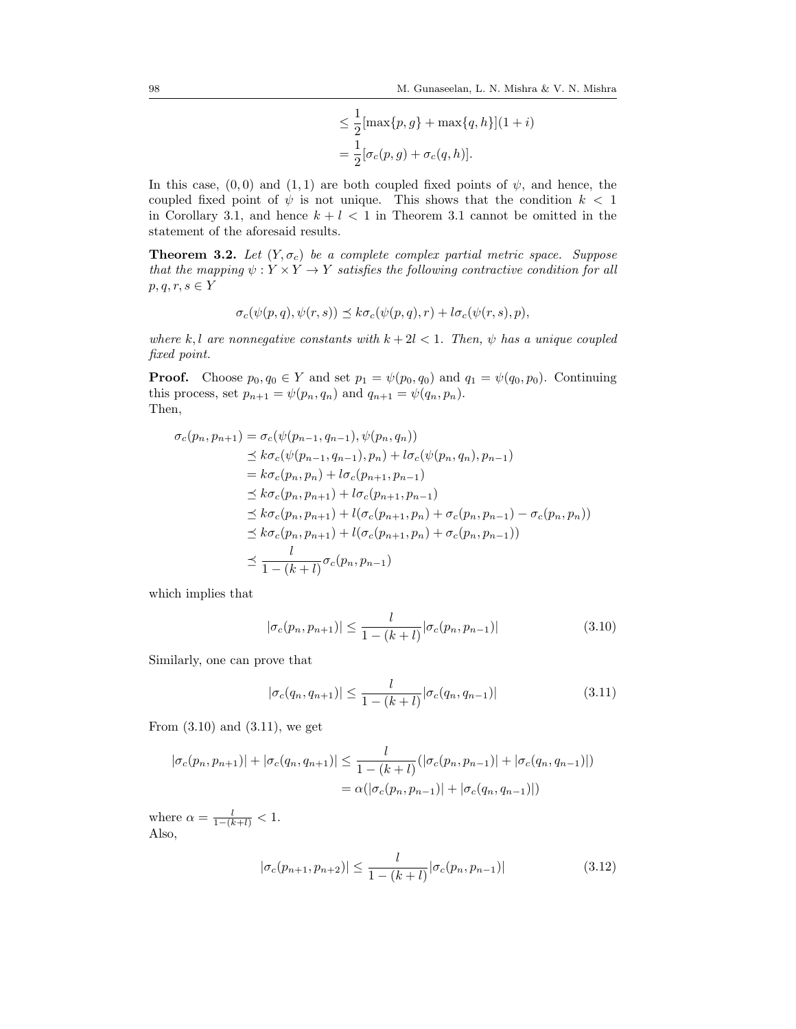$$
\begin{aligned}
&\preceq \frac{1}{2}[\max\{p,g\}+\max\{q,h\}](1+i) \\
&= \frac{1}{2}[\sigma_c(p,g)+\sigma_c(q,h)].
\end{aligned}
$$

In this case, $(0,0)$ and $(1,1)$ are both coupled fixed points of $\psi$, and hence, the coupled fixed point of $\psi$ is not unique. This shows that the condition $k < 1$ in Corollary 3.1, and hence $k + l < 1$ in Theorem 3.1 cannot be omitted in the statement of the aforesaid results.

**Theorem 3.2.** *Let $(Y, \sigma_c)$ be a complete complex partial metric space. Suppose that the mapping $\psi : Y \times Y \to Y$ satisfies the following contractive condition for all $p, q, r, s \in Y$*

$$
\sigma_c(\psi(p,q),\psi(r,s)) \preceq k\sigma_c(\psi(p,q),r) + l\sigma_c(\psi(r,s),p),
$$

*where $k, l$ are nonnegative constants with $k + 2l < 1$. Then, $\psi$ has a unique coupled fixed point.*

**Proof.** Choose $p_0, q_0 \in Y$ and set $p_1 = \psi(p_0, q_0)$ and $q_1 = \psi(q_0, p_0)$. Continuing this process, set $p_{n+1} = \psi(p_n, q_n)$ and $q_{n+1} = \psi(q_n, p_n)$.
Then,

$$
\begin{aligned}
\sigma_c(p_n, p_{n+1}) &= \sigma_c(\psi(p_{n-1}, q_{n-1}), \psi(p_n, q_n)) \\
&\preceq k\sigma_c(\psi(p_{n-1}, q_{n-1}), p_n) + l\sigma_c(\psi(p_n, q_n), p_{n-1}) \\
&= k\sigma_c(p_n, p_n) + l\sigma_c(p_{n+1}, p_{n-1}) \\
&\preceq k\sigma_c(p_n, p_{n+1}) + l\sigma_c(p_{n+1}, p_{n-1}) \\
&\preceq k\sigma_c(p_n, p_{n+1}) + l(\sigma_c(p_{n+1}, p_n) + \sigma_c(p_n, p_{n-1}) - \sigma_c(p_n, p_n)) \\
&\preceq k\sigma_c(p_n, p_{n+1}) + l(\sigma_c(p_{n+1}, p_n) + \sigma_c(p_n, p_{n-1})) \\
&\preceq \frac{l}{1-(k+l)}\sigma_c(p_n, p_{n-1})
\end{aligned}
$$

which implies that

$$
|\sigma_c(p_n, p_{n+1})| \leq \frac{l}{1-(k+l)}|\sigma_c(p_n, p_{n-1})| \tag{3.10}
$$

Similarly, one can prove that

$$
|\sigma_c(q_n, q_{n+1})| \leq \frac{l}{1-(k+l)}|\sigma_c(q_n, q_{n-1})| \tag{3.11}
$$

From (3.10) and (3.11), we get

$$
\begin{aligned}
|\sigma_c(p_n, p_{n+1})| + |\sigma_c(q_n, q_{n+1})| &\leq \frac{l}{1-(k+l)}(|\sigma_c(p_n, p_{n-1})| + |\sigma_c(q_n, q_{n-1})|) \\
&= \alpha(|\sigma_c(p_n, p_{n-1})| + |\sigma_c(q_n, q_{n-1})|)
\end{aligned}
$$

where $\alpha = \frac{l}{1-(k+l)} < 1$.
Also,

$$
|\sigma_c(p_{n+1}, p_{n+2})| \leq \frac{l}{1-(k+l)}|\sigma_c(p_n, p_{n-1})| \tag{3.12}
$$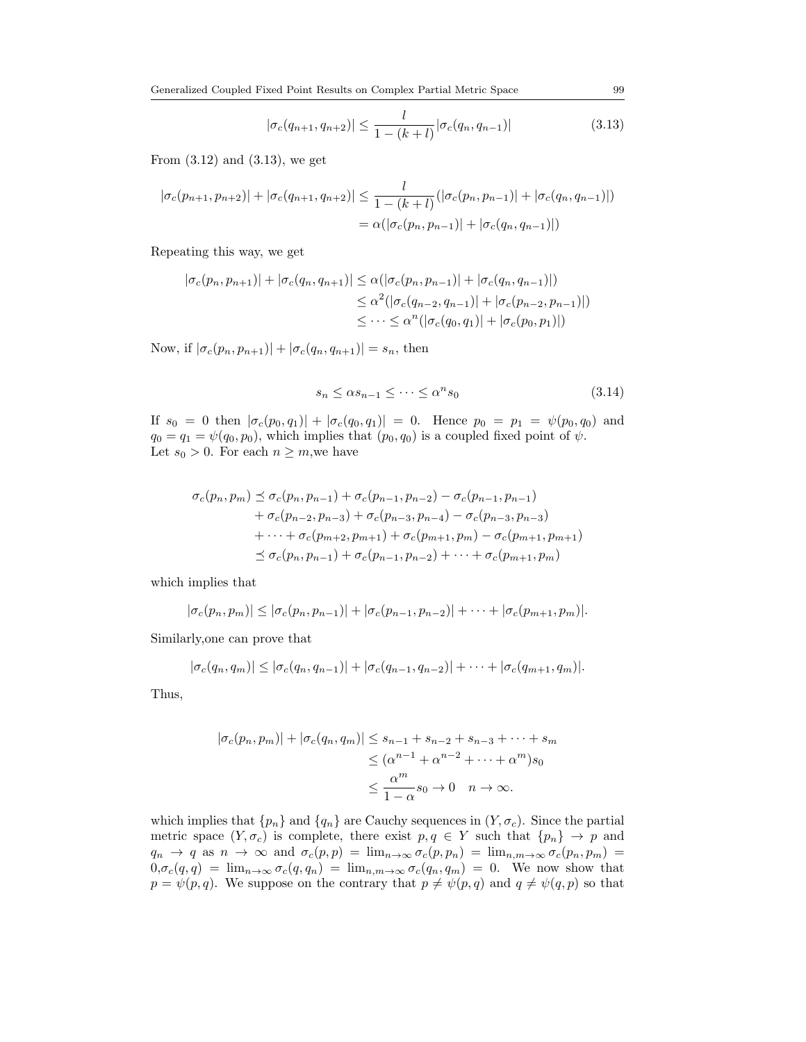$$|\sigma_c(q_{n+1}, q_{n+2})| \leq \frac{l}{1-(k+l)}|\sigma_c(q_n, q_{n-1})| \tag{3.13}$$

From (3.12) and (3.13), we get

$$\begin{aligned}
|\sigma_c(p_{n+1}, p_{n+2})| + |\sigma_c(q_{n+1}, q_{n+2})| &\leq \frac{l}{1-(k+l)}(|\sigma_c(p_n, p_{n-1})| + |\sigma_c(q_n, q_{n-1})|) \\
&= \alpha(|\sigma_c(p_n, p_{n-1})| + |\sigma_c(q_n, q_{n-1})|)
\end{aligned}$$

Repeating this way, we get

$$\begin{aligned}
|\sigma_c(p_n, p_{n+1})| + |\sigma_c(q_n, q_{n+1})| &\leq \alpha(|\sigma_c(p_n, p_{n-1})| + |\sigma_c(q_n, q_{n-1})|) \\
&\leq \alpha^2(|\sigma_c(q_{n-2}, q_{n-1})| + |\sigma_c(p_{n-2}, p_{n-1})|) \\
&\leq \cdots \leq \alpha^n(|\sigma_c(q_0, q_1)| + |\sigma_c(p_0, p_1)|)
\end{aligned}$$

Now, if $|\sigma_c(p_n, p_{n+1})| + |\sigma_c(q_n, q_{n+1})| = s_n$, then

$$s_n \leq \alpha s_{n-1} \leq \cdots \leq \alpha^n s_0 \tag{3.14}$$

If $s_0 = 0$ then $|\sigma_c(p_0, q_1)| + |\sigma_c(q_0, q_1)| = 0$. Hence $p_0 = p_1 = \psi(p_0, q_0)$ and $q_0 = q_1 = \psi(q_0, p_0)$, which implies that $(p_0, q_0)$ is a coupled fixed point of $\psi$.
Let $s_0 > 0$. For each $n \geq m$,we have

$$\begin{aligned}
\sigma_c(p_n, p_m) &\preceq \sigma_c(p_n, p_{n-1}) + \sigma_c(p_{n-1}, p_{n-2}) - \sigma_c(p_{n-1}, p_{n-1}) \\
&\quad + \sigma_c(p_{n-2}, p_{n-3}) + \sigma_c(p_{n-3}, p_{n-4}) - \sigma_c(p_{n-3}, p_{n-3}) \\
&\quad + \cdots + \sigma_c(p_{m+2}, p_{m+1}) + \sigma_c(p_{m+1}, p_m) - \sigma_c(p_{m+1}, p_{m+1}) \\
&\preceq \sigma_c(p_n, p_{n-1}) + \sigma_c(p_{n-1}, p_{n-2}) + \cdots + \sigma_c(p_{m+1}, p_m)
\end{aligned}$$

which implies that

$$|\sigma_c(p_n, p_m)| \leq |\sigma_c(p_n, p_{n-1})| + |\sigma_c(p_{n-1}, p_{n-2})| + \cdots + |\sigma_c(p_{m+1}, p_m)|.$$

Similarly,one can prove that

$$|\sigma_c(q_n, q_m)| \leq |\sigma_c(q_n, q_{n-1})| + |\sigma_c(q_{n-1}, q_{n-2})| + \cdots + |\sigma_c(q_{m+1}, q_m)|.$$

Thus,

$$\begin{aligned}
|\sigma_c(p_n, p_m)| + |\sigma_c(q_n, q_m)| &\leq s_{n-1} + s_{n-2} + s_{n-3} + \cdots + s_m \\
&\leq (\alpha^{n-1} + \alpha^{n-2} + \cdots + \alpha^m)s_0 \\
&\leq \frac{\alpha^m}{1-\alpha}s_0 \to 0 \quad n \to \infty.
\end{aligned}$$

which implies that $\{p_n\}$ and $\{q_n\}$ are Cauchy sequences in $(Y, \sigma_c)$. Since the partial metric space $(Y, \sigma_c)$ is complete, there exist $p, q \in Y$ such that $\{p_n\} \to p$ and $q_n \to q$ as $n \to \infty$ and $\sigma_c(p, p) = \lim_{n\to\infty} \sigma_c(p, p_n) = \lim_{n,m\to\infty} \sigma_c(p_n, p_m) = 0, \sigma_c(q, q) = \lim_{n\to\infty} \sigma_c(q, q_n) = \lim_{n,m\to\infty} \sigma_c(q_n, q_m) = 0$. We now show that $p = \psi(p, q)$. We suppose on the contrary that $p \neq \psi(p, q)$ and $q \neq \psi(q, p)$ so that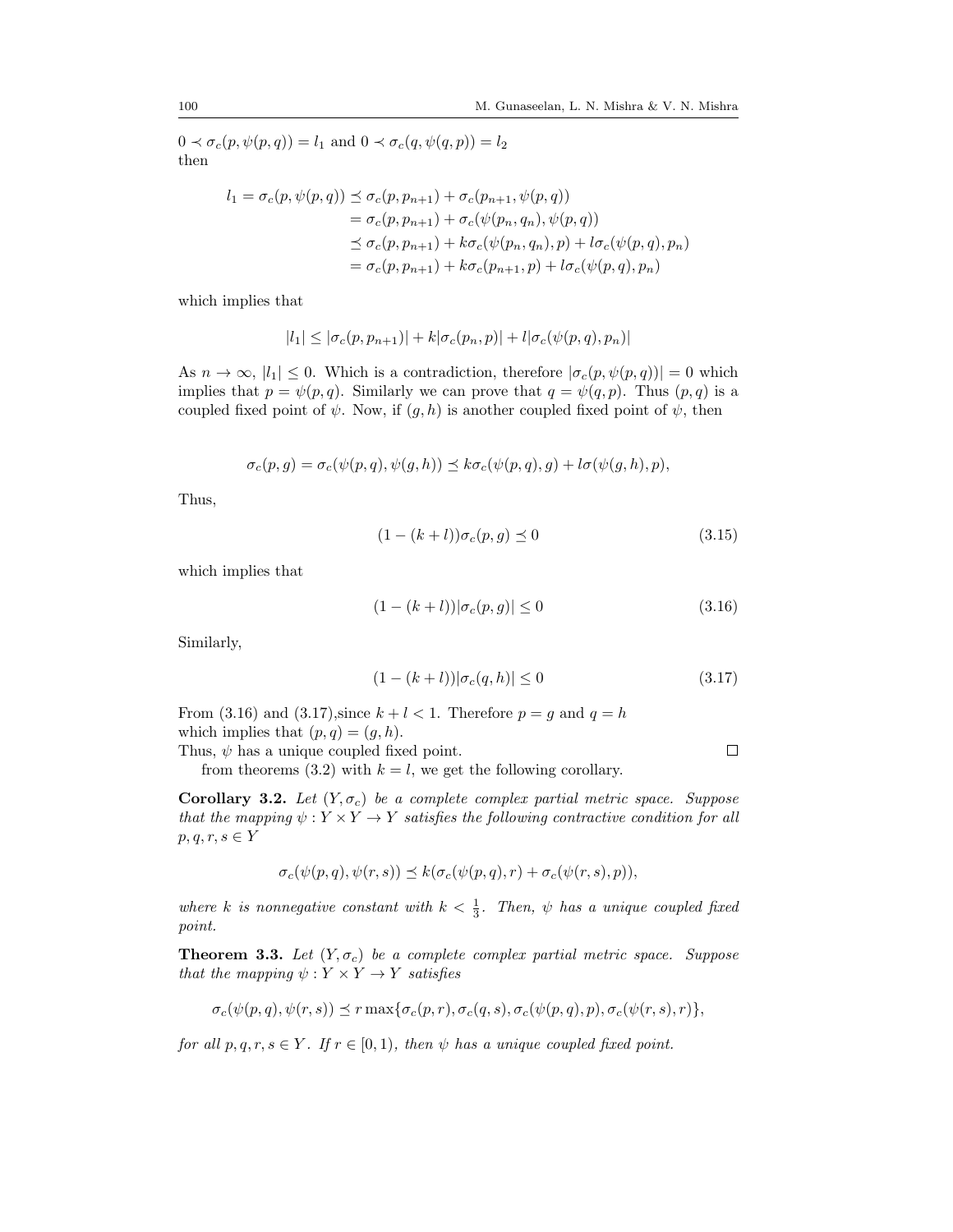$0 \prec \sigma_c(p, \psi(p,q)) = l_1$ and $0 \prec \sigma_c(q, \psi(q,p)) = l_2$
then

$$\begin{aligned} l_1 = \sigma_c(p, \psi(p,q)) &\preceq \sigma_c(p, p_{n+1}) + \sigma_c(p_{n+1}, \psi(p,q)) \\ &= \sigma_c(p, p_{n+1}) + \sigma_c(\psi(p_n, q_n), \psi(p,q)) \\ &\preceq \sigma_c(p, p_{n+1}) + k\sigma_c(\psi(p_n, q_n), p) + l\sigma_c(\psi(p,q), p_n) \\ &= \sigma_c(p, p_{n+1}) + k\sigma_c(p_{n+1}, p) + l\sigma_c(\psi(p,q), p_n) \end{aligned}$$

which implies that

$$|l_1| \leq |\sigma_c(p, p_{n+1})| + k|\sigma_c(p_n, p)| + l|\sigma_c(\psi(p,q), p_n)|$$

As $n \to \infty$, $|l_1| \leq 0$. Which is a contradiction, therefore $|\sigma_c(p, \psi(p,q))| = 0$ which implies that $p = \psi(p,q)$. Similarly we can prove that $q = \psi(q,p)$. Thus $(p,q)$ is a coupled fixed point of $\psi$. Now, if $(g,h)$ is another coupled fixed point of $\psi$, then

$$\sigma_c(p,g) = \sigma_c(\psi(p,q), \psi(g,h)) \preceq k\sigma_c(\psi(p,q), g) + l\sigma(\psi(g,h), p),$$

Thus,

$$(1-(k+l))\sigma_c(p,g) \preceq 0 \tag{3.15}$$

which implies that

$$(1-(k+l))|\sigma_c(p,g)| \leq 0 \tag{3.16}$$

Similarly,

$$(1-(k+l))|\sigma_c(q,h)| \leq 0 \tag{3.17}$$

From (3.16) and (3.17),since $k + l < 1$. Therefore $p = g$ and $q = h$ which implies that $(p,q) = (g,h)$.
Thus, $\psi$ has a unique coupled fixed point. □

from theorems (3.2) with $k = l$, we get the following corollary.

**Corollary 3.2.** *Let $(Y, \sigma_c)$ be a complete complex partial metric space. Suppose that the mapping $\psi : Y \times Y \to Y$ satisfies the following contractive condition for all $p, q, r, s \in Y$*

$$\sigma_c(\psi(p,q), \psi(r,s)) \preceq k(\sigma_c(\psi(p,q), r) + \sigma_c(\psi(r,s), p)),$$

*where $k$ is nonnegative constant with $k < \frac{1}{3}$. Then, $\psi$ has a unique coupled fixed point.*

**Theorem 3.3.** *Let $(Y, \sigma_c)$ be a complete complex partial metric space. Suppose that the mapping $\psi : Y \times Y \to Y$ satisfies*

$$\sigma_c(\psi(p,q), \psi(r,s)) \preceq r \max\{\sigma_c(p,r), \sigma_c(q,s), \sigma_c(\psi(p,q), p), \sigma_c(\psi(r,s), r)\},$$

*for all $p, q, r, s \in Y$. If $r \in [0,1)$, then $\psi$ has a unique coupled fixed point.*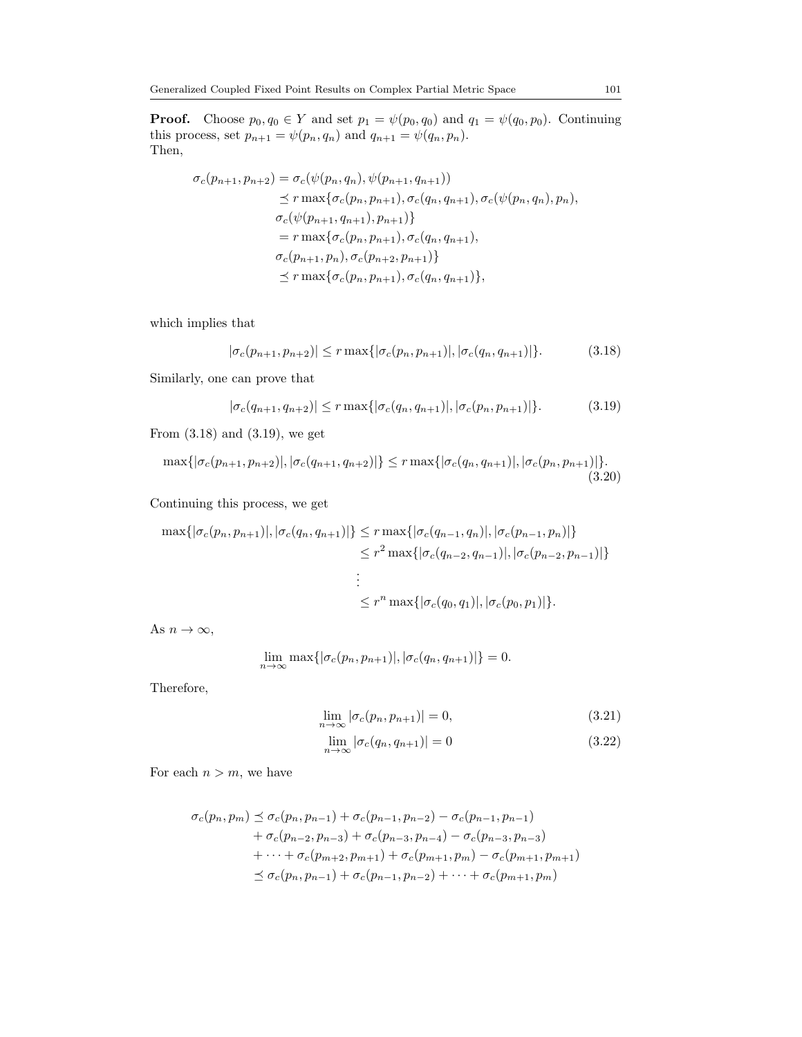**Proof.** Choose $p_0, q_0 \in Y$ and set $p_1 = \psi(p_0, q_0)$ and $q_1 = \psi(q_0, p_0)$. Continuing this process, set $p_{n+1} = \psi(p_n, q_n)$ and $q_{n+1} = \psi(q_n, p_n)$.
Then,

$$
\begin{aligned}
\sigma_c(p_{n+1}, p_{n+2}) &= \sigma_c(\psi(p_n, q_n), \psi(p_{n+1}, q_{n+1})) \\
&\preceq r \max\{\sigma_c(p_n, p_{n+1}), \sigma_c(q_n, q_{n+1}), \sigma_c(\psi(p_n, q_n), p_n), \\
&\quad \sigma_c(\psi(p_{n+1}, q_{n+1}), p_{n+1})\} \\
&= r \max\{\sigma_c(p_n, p_{n+1}), \sigma_c(q_n, q_{n+1}), \\
&\quad \sigma_c(p_{n+1}, p_n), \sigma_c(p_{n+2}, p_{n+1})\} \\
&\preceq r \max\{\sigma_c(p_n, p_{n+1}), \sigma_c(q_n, q_{n+1})\},
\end{aligned}
$$

which implies that

$$
|\sigma_c(p_{n+1}, p_{n+2})| \leq r \max\{|\sigma_c(p_n, p_{n+1})|, |\sigma_c(q_n, q_{n+1})|\}. \tag{3.18}
$$

Similarly, one can prove that

$$
|\sigma_c(q_{n+1}, q_{n+2})| \leq r \max\{|\sigma_c(q_n, q_{n+1})|, |\sigma_c(p_n, p_{n+1})|\}. \tag{3.19}
$$

From (3.18) and (3.19), we get

$$
\max\{|\sigma_c(p_{n+1}, p_{n+2})|, |\sigma_c(q_{n+1}, q_{n+2})|\} \leq r \max\{|\sigma_c(q_n, q_{n+1})|, |\sigma_c(p_n, p_{n+1})|\}. \tag{3.20}
$$

Continuing this process, we get

$$
\begin{aligned}
\max\{|\sigma_c(p_n, p_{n+1})|, |\sigma_c(q_n, q_{n+1})|\} &\leq r \max\{|\sigma_c(q_{n-1}, q_n)|, |\sigma_c(p_{n-1}, p_n)|\} \\
&\leq r^2 \max\{|\sigma_c(q_{n-2}, q_{n-1})|, |\sigma_c(p_{n-2}, p_{n-1})|\} \\
&\;\;\vdots \\
&\leq r^n \max\{|\sigma_c(q_0, q_1)|, |\sigma_c(p_0, p_1)|\}.
\end{aligned}
$$

As $n \to \infty$,

$$
\lim_{n \to \infty} \max\{|\sigma_c(p_n, p_{n+1})|, |\sigma_c(q_n, q_{n+1})|\} = 0.
$$

Therefore,

$$
\lim_{n \to \infty} |\sigma_c(p_n, p_{n+1})| = 0, \tag{3.21}
$$

$$
\lim_{n \to \infty} |\sigma_c(q_n, q_{n+1})| = 0 \tag{3.22}
$$

For each $n > m$, we have

$$
\begin{aligned}
\sigma_c(p_n, p_m) &\preceq \sigma_c(p_n, p_{n-1}) + \sigma_c(p_{n-1}, p_{n-2}) - \sigma_c(p_{n-1}, p_{n-1}) \\
&\quad + \sigma_c(p_{n-2}, p_{n-3}) + \sigma_c(p_{n-3}, p_{n-4}) - \sigma_c(p_{n-3}, p_{n-3}) \\
&\quad + \cdots + \sigma_c(p_{m+2}, p_{m+1}) + \sigma_c(p_{m+1}, p_m) - \sigma_c(p_{m+1}, p_{m+1}) \\
&\preceq \sigma_c(p_n, p_{n-1}) + \sigma_c(p_{n-1}, p_{n-2}) + \cdots + \sigma_c(p_{m+1}, p_m)
\end{aligned}
$$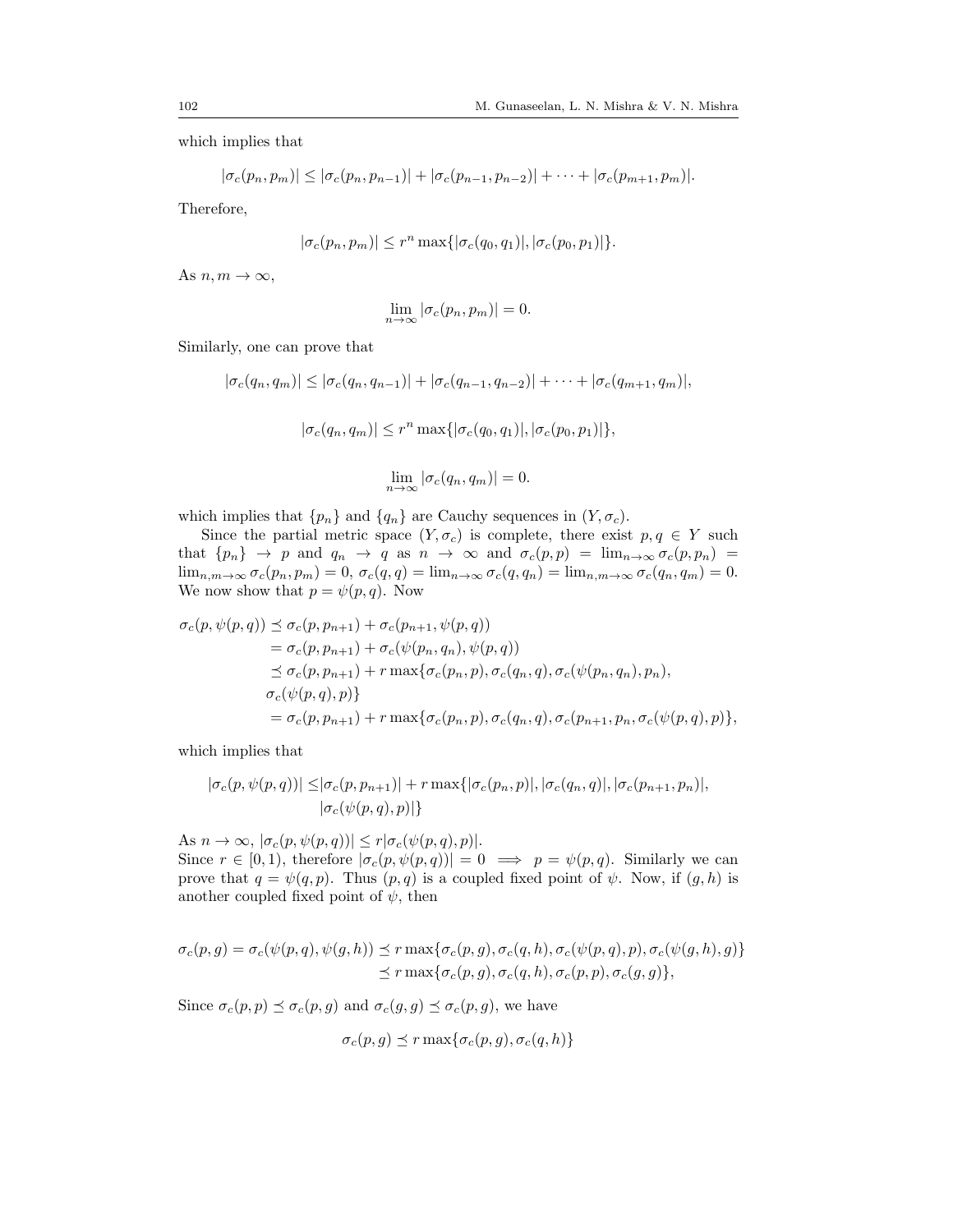which implies that

$$|\sigma_c(p_n, p_m)| \leq |\sigma_c(p_n, p_{n-1})| + |\sigma_c(p_{n-1}, p_{n-2})| + \cdots + |\sigma_c(p_{m+1}, p_m)|.$$

Therefore,

$$|\sigma_c(p_n, p_m)| \leq r^n \max\{|\sigma_c(q_0, q_1)|, |\sigma_c(p_0, p_1)|\}.$$

As $n, m \to \infty$,

$$\lim_{n\to\infty} |\sigma_c(p_n, p_m)| = 0.$$

Similarly, one can prove that

$$|\sigma_c(q_n, q_m)| \leq |\sigma_c(q_n, q_{n-1})| + |\sigma_c(q_{n-1}, q_{n-2})| + \cdots + |\sigma_c(q_{m+1}, q_m)|,$$

$$|\sigma_c(q_n, q_m)| \leq r^n \max\{|\sigma_c(q_0, q_1)|, |\sigma_c(p_0, p_1)|\},$$

$$\lim_{n\to\infty} |\sigma_c(q_n, q_m)| = 0.$$

which implies that $\{p_n\}$ and $\{q_n\}$ are Cauchy sequences in $(Y, \sigma_c)$.

Since the partial metric space $(Y, \sigma_c)$ is complete, there exist $p, q \in Y$ such that $\{p_n\} \to p$ and $q_n \to q$ as $n \to \infty$ and $\sigma_c(p,p) = \lim_{n\to\infty} \sigma_c(p, p_n) = \lim_{n,m\to\infty} \sigma_c(p_n, p_m) = 0$, $\sigma_c(q,q) = \lim_{n\to\infty} \sigma_c(q, q_n) = \lim_{n,m\to\infty} \sigma_c(q_n, q_m) = 0$. We now show that $p = \psi(p,q)$. Now

$$\begin{aligned}
\sigma_c(p, \psi(p,q)) &\preceq \sigma_c(p, p_{n+1}) + \sigma_c(p_{n+1}, \psi(p,q)) \\
&= \sigma_c(p, p_{n+1}) + \sigma_c(\psi(p_n, q_n), \psi(p,q)) \\
&\preceq \sigma_c(p, p_{n+1}) + r \max\{\sigma_c(p_n, p), \sigma_c(q_n, q), \sigma_c(\psi(p_n, q_n), p_n), \\
&\quad \sigma_c(\psi(p,q), p)\} \\
&= \sigma_c(p, p_{n+1}) + r \max\{\sigma_c(p_n, p), \sigma_c(q_n, q), \sigma_c(p_{n+1}, p_n, \sigma_c(\psi(p,q), p)\},
\end{aligned}$$

which implies that

$$\begin{aligned}
|\sigma_c(p, \psi(p,q))| \leq &|\sigma_c(p, p_{n+1})| + r \max\{|\sigma_c(p_n, p)|, |\sigma_c(q_n, q)|, |\sigma_c(p_{n+1}, p_n)|, \\
&|\sigma_c(\psi(p,q), p)|\}
\end{aligned}$$

As $n \to \infty$, $|\sigma_c(p, \psi(p,q))| \leq r|\sigma_c(\psi(p,q), p)|$.

Since $r \in [0,1)$, therefore $|\sigma_c(p, \psi(p,q))| = 0 \implies p = \psi(p,q)$. Similarly we can prove that $q = \psi(q,p)$. Thus $(p,q)$ is a coupled fixed point of $\psi$. Now, if $(g,h)$ is another coupled fixed point of $\psi$, then

$$\begin{aligned}
\sigma_c(p,g) = \sigma_c(\psi(p,q), \psi(g,h)) &\preceq r \max\{\sigma_c(p,g), \sigma_c(q,h), \sigma_c(\psi(p,q), p), \sigma_c(\psi(g,h), g)\} \\
&\preceq r \max\{\sigma_c(p,g), \sigma_c(q,h), \sigma_c(p,p), \sigma_c(g,g)\},
\end{aligned}$$

Since $\sigma_c(p,p) \preceq \sigma_c(p,g)$ and $\sigma_c(g,g) \preceq \sigma_c(p,g)$, we have

$$\sigma_c(p,g) \preceq r \max\{\sigma_c(p,g), \sigma_c(q,h)\}$$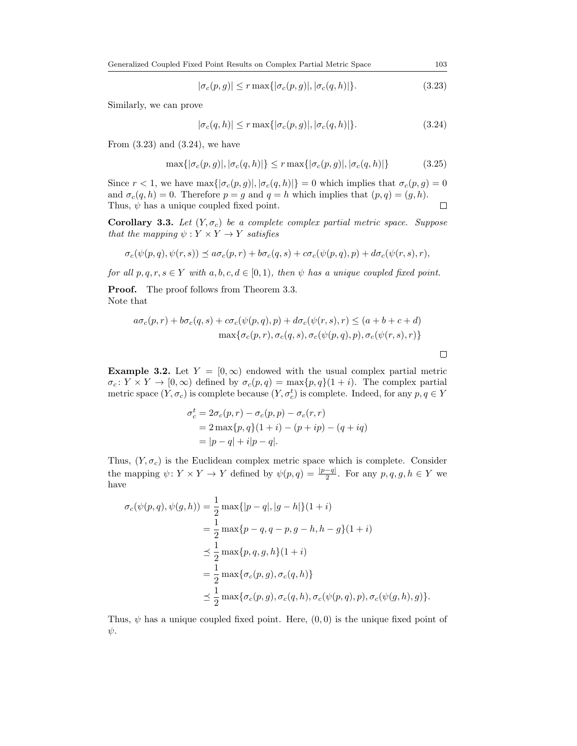$$|\sigma_c(p,g)| \leq r \max\{|\sigma_c(p,g)|, |\sigma_c(q,h)|\}. \tag{3.23}$$

Similarly, we can prove

$$|\sigma_c(q,h)| \leq r \max\{|\sigma_c(p,g)|, |\sigma_c(q,h)|\}. \tag{3.24}$$

From (3.23) and (3.24), we have

$$\max\{|\sigma_c(p,g)|, |\sigma_c(q,h)|\} \leq r \max\{|\sigma_c(p,g)|, |\sigma_c(q,h)|\} \tag{3.25}$$

Since $r < 1$, we have $\max\{|\sigma_c(p,g)|, |\sigma_c(q,h)|\} = 0$ which implies that $\sigma_c(p,g) = 0$ and $\sigma_c(q,h) = 0$. Therefore $p = g$ and $q = h$ which implies that $(p,q) = (g,h)$. Thus, $\psi$ has a unique coupled fixed point. □

**Corollary 3.3.** *Let $(Y, \sigma_c)$ be a complete complex partial metric space. Suppose that the mapping $\psi : Y \times Y \to Y$ satisfies*

$$\sigma_c(\psi(p,q), \psi(r,s)) \preceq a\sigma_c(p,r) + b\sigma_c(q,s) + c\sigma_c(\psi(p,q),p) + d\sigma_c(\psi(r,s),r),$$

*for all $p,q,r,s \in Y$ with $a,b,c,d \in [0,1)$, then $\psi$ has a unique coupled fixed point.*

**Proof.** The proof follows from Theorem 3.3.
Note that

$$a\sigma_c(p,r) + b\sigma_c(q,s) + c\sigma_c(\psi(p,q),p) + d\sigma_c(\psi(r,s),r) \leq (a+b+c+d) \\ \max\{\sigma_c(p,r), \sigma_c(q,s), \sigma_c(\psi(p,q),p), \sigma_c(\psi(r,s),r)\}$$

□

**Example 3.2.** Let $Y = [0,\infty)$ endowed with the usual complex partial metric $\sigma_c \colon Y \times Y \to [0,\infty)$ defined by $\sigma_c(p,q) = \max\{p,q\}(1+i)$. The complex partial metric space $(Y, \sigma_c)$ is complete because $(Y, \sigma_c^t)$ is complete. Indeed, for any $p,q \in Y$

$$\begin{aligned}
\sigma_c^t &= 2\sigma_c(p,r) - \sigma_c(p,p) - \sigma_c(r,r) \\
&= 2\max\{p,q\}(1+i) - (p+ip) - (q+iq) \\
&= |p-q| + i|p-q|.
\end{aligned}$$

Thus, $(Y, \sigma_c)$ is the Euclidean complex metric space which is complete. Consider the mapping $\psi \colon Y \times Y \to Y$ defined by $\psi(p,q) = \frac{|p-q|}{2}$. For any $p,q,g,h \in Y$ we have

$$\begin{aligned}
\sigma_c(\psi(p,q), \psi(g,h)) &= \frac{1}{2}\max\{|p-q|, |g-h|\}(1+i) \\
&= \frac{1}{2}\max\{p-q, q-p, g-h, h-g\}(1+i) \\
&\preceq \frac{1}{2}\max\{p,q,g,h\}(1+i) \\
&= \frac{1}{2}\max\{\sigma_c(p,g), \sigma_c(q,h)\} \\
&\preceq \frac{1}{2}\max\{\sigma_c(p,g), \sigma_c(q,h), \sigma_c(\psi(p,q),p), \sigma_c(\psi(g,h),g)\}.
\end{aligned}$$

Thus, $\psi$ has a unique coupled fixed point. Here, $(0,0)$ is the unique fixed point of $\psi$.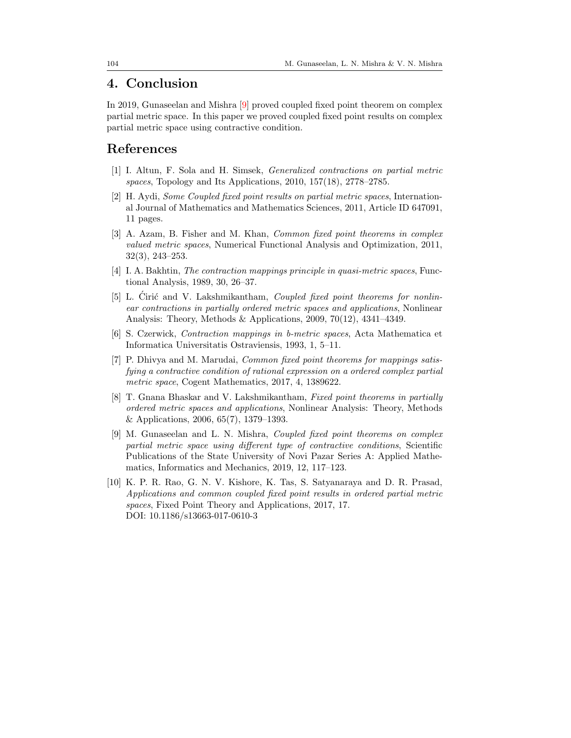## 4. Conclusion

In 2019, Gunaseelan and Mishra [9] proved coupled fixed point theorem on complex partial metric space. In this paper we proved coupled fixed point results on complex partial metric space using contractive condition.

## References

[1] I. Altun, F. Sola and H. Simsek, *Generalized contractions on partial metric spaces*, Topology and Its Applications, 2010, 157(18), 2778–2785.

[2] H. Aydi, *Some Coupled fixed point results on partial metric spaces*, International Journal of Mathematics and Mathematics Sciences, 2011, Article ID 647091, 11 pages.

[3] A. Azam, B. Fisher and M. Khan, *Common fixed point theorems in complex valued metric spaces*, Numerical Functional Analysis and Optimization, 2011, 32(3), 243–253.

[4] I. A. Bakhtin, *The contraction mappings principle in quasi-metric spaces*, Functional Analysis, 1989, 30, 26–37.

[5] L. Ćirić and V. Lakshmikantham, *Coupled fixed point theorems for nonlinear contractions in partially ordered metric spaces and applications*, Nonlinear Analysis: Theory, Methods & Applications, 2009, 70(12), 4341–4349.

[6] S. Czerwick, *Contraction mappings in b-metric spaces*, Acta Mathematica et Informatica Universitatis Ostraviensis, 1993, 1, 5–11.

[7] P. Dhivya and M. Marudai, *Common fixed point theorems for mappings satisfying a contractive condition of rational expression on a ordered complex partial metric space*, Cogent Mathematics, 2017, 4, 1389622.

[8] T. Gnana Bhaskar and V. Lakshmikantham, *Fixed point theorems in partially ordered metric spaces and applications*, Nonlinear Analysis: Theory, Methods & Applications, 2006, 65(7), 1379–1393.

[9] M. Gunaseelan and L. N. Mishra, *Coupled fixed point theorems on complex partial metric space using different type of contractive conditions*, Scientific Publications of the State University of Novi Pazar Series A: Applied Mathematics, Informatics and Mechanics, 2019, 12, 117–123.

[10] K. P. R. Rao, G. N. V. Kishore, K. Tas, S. Satyanaraya and D. R. Prasad, *Applications and common coupled fixed point results in ordered partial metric spaces*, Fixed Point Theory and Applications, 2017, 17. DOI: 10.1186/s13663-017-0610-3